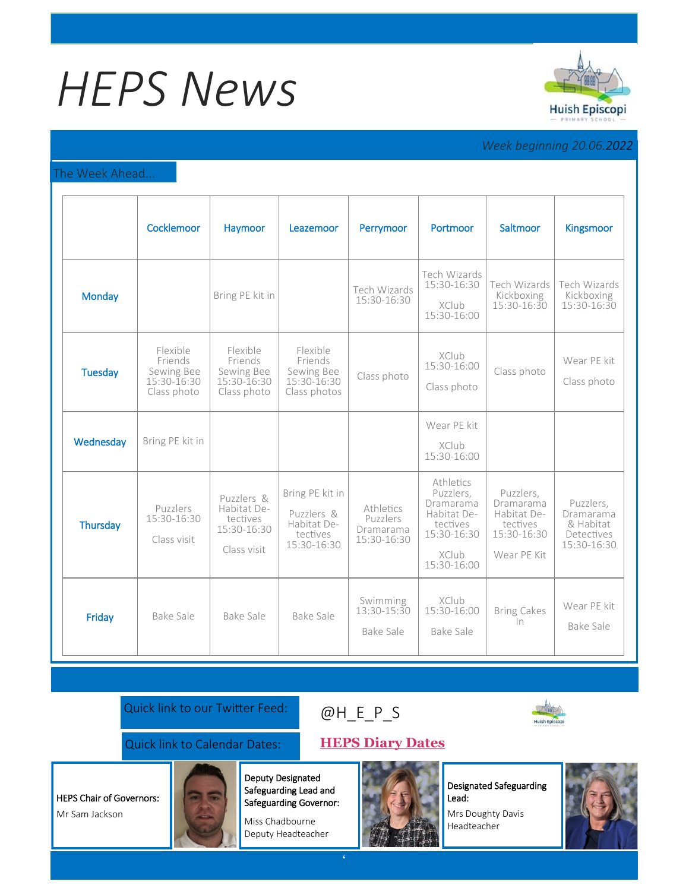# HEPS News

*Week beginning 20.06.2022*

## The Week Ahead...

| | Cocklemoor | Haymoor | Leazemoor | Perrymoor | Portmoor | Saltmoor | Kingsmoor |
|---|---|---|---|---|---|---|---|
| Monday | | Bring PE kit in | | Tech Wizards 15:30-16:30 | Tech Wizards 15:30-16:30 XClub 15:30-16:00 | Tech Wizards Kickboxing 15:30-16:30 | Tech Wizards Kickboxing 15:30-16:30 |
| Tuesday | Flexible Friends Sewing Bee 15:30-16:30 Class photo | Flexible Friends Sewing Bee 15:30-16:30 Class photo | Flexible Friends Sewing Bee 15:30-16:30 Class photos | Class photo | XClub 15:30-16:00 Class photo | Class photo | Wear PE kit Class photo |
| Wednesday | Bring PE kit in | | | | Wear PE kit XClub 15:30-16:00 | | |
| Thursday | Puzzlers 15:30-16:30 Class visit | Puzzlers & Habitat Detectives 15:30-16:30 Class visit | Bring PE kit in Puzzlers & Habitat Detectives 15:30-16:30 | Athletics Puzzlers Dramarama 15:30-16:30 | Athletics Puzzlers, Dramarama Habitat Detectives 15:30-16:30 XClub 15:30-16:00 | Puzzlers, Dramarama Habitat Detectives 15:30-16:30 Wear PE Kit | Puzzlers, Dramarama & Habitat Detectives 15:30-16:30 |
| Friday | Bake Sale | Bake Sale | Bake Sale | Swimming 13:30-15:30 Bake Sale | XClub 15:30-16:00 Bake Sale | Bring Cakes In | Wear PE kit Bake Sale |

Quick link to our Twitter Feed: @H_E_P_S

Quick link to Calendar Dates: **HEPS Diary Dates**

**HEPS Chair of Governors:**
Mr Sam Jackson

**Deputy Designated Safeguarding Lead and Safeguarding Governor:**
Miss Chadbourne
Deputy Headteacher

**Designated Safeguarding Lead:**
Mrs Doughty Davis
Headteacher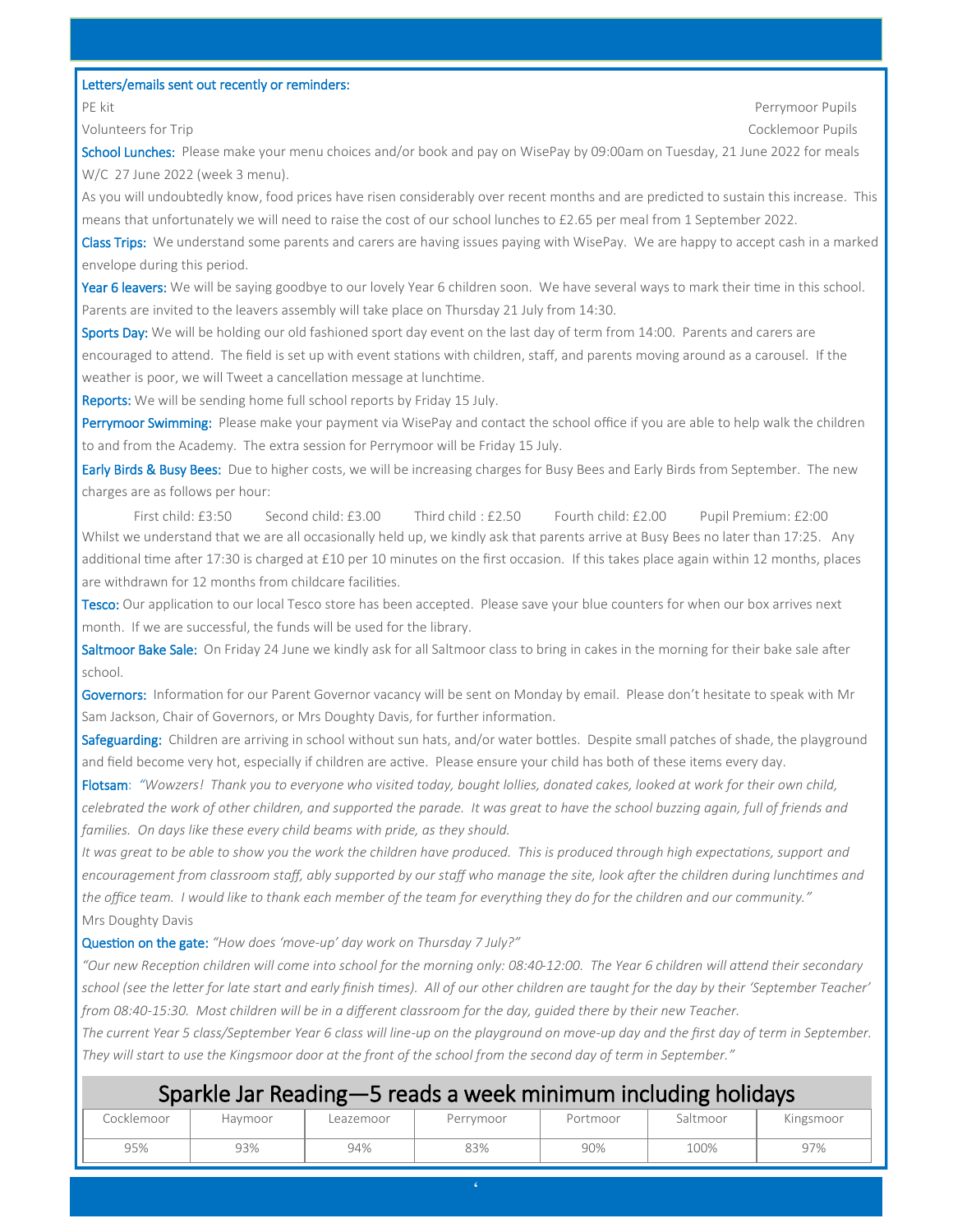**Letters/emails sent out recently or reminders:**

PE kit — Perrymoor Pupils

Volunteers for Trip — Cocklemoor Pupils

**School Lunches:** Please make your menu choices and/or book and pay on WisePay by 09:00am on Tuesday, 21 June 2022 for meals W/C 27 June 2022 (week 3 menu).

As you will undoubtedly know, food prices have risen considerably over recent months and are predicted to sustain this increase. This means that unfortunately we will need to raise the cost of our school lunches to £2.65 per meal from 1 September 2022.

**Class Trips:** We understand some parents and carers are having issues paying with WisePay. We are happy to accept cash in a marked envelope during this period.

**Year 6 leavers:** We will be saying goodbye to our lovely Year 6 children soon. We have several ways to mark their time in this school. Parents are invited to the leavers assembly will take place on Thursday 21 July from 14:30.

**Sports Day:** We will be holding our old fashioned sport day event on the last day of term from 14:00. Parents and carers are encouraged to attend. The field is set up with event stations with children, staff, and parents moving around as a carousel. If the weather is poor, we will Tweet a cancellation message at lunchtime.

**Reports:** We will be sending home full school reports by Friday 15 July.

**Perrymoor Swimming:** Please make your payment via WisePay and contact the school office if you are able to help walk the children to and from the Academy. The extra session for Perrymoor will be Friday 15 July.

**Early Birds & Busy Bees:** Due to higher costs, we will be increasing charges for Busy Bees and Early Birds from September. The new charges are as follows per hour:

First child: £3:50 Second child: £3.00 Third child : £2.50 Fourth child: £2.00 Pupil Premium: £2:00

Whilst we understand that we are all occasionally held up, we kindly ask that parents arrive at Busy Bees no later than 17:25. Any additional time after 17:30 is charged at £10 per 10 minutes on the first occasion. If this takes place again within 12 months, places are withdrawn for 12 months from childcare facilities.

**Tesco:** Our application to our local Tesco store has been accepted. Please save your blue counters for when our box arrives next month. If we are successful, the funds will be used for the library.

**Saltmoor Bake Sale:** On Friday 24 June we kindly ask for all Saltmoor class to bring in cakes in the morning for their bake sale after school.

**Governors:** Information for our Parent Governor vacancy will be sent on Monday by email. Please don't hesitate to speak with Mr Sam Jackson, Chair of Governors, or Mrs Doughty Davis, for further information.

**Safeguarding:** Children are arriving in school without sun hats, and/or water bottles. Despite small patches of shade, the playground and field become very hot, especially if children are active. Please ensure your child has both of these items every day.

**Flotsam**: *"Wowzers! Thank you to everyone who visited today, bought lollies, donated cakes, looked at work for their own child, celebrated the work of other children, and supported the parade. It was great to have the school buzzing again, full of friends and families. On days like these every child beams with pride, as they should.*

*It was great to be able to show you the work the children have produced. This is produced through high expectations, support and encouragement from classroom staff, ably supported by our staff who manage the site, look after the children during lunchtimes and the office team. I would like to thank each member of the team for everything they do for the children and our community."*

Mrs Doughty Davis

**Question on the gate:** *"How does 'move-up' day work on Thursday 7 July?"*

*"Our new Reception children will come into school for the morning only: 08:40-12:00. The Year 6 children will attend their secondary school (see the letter for late start and early finish times). All of our other children are taught for the day by their 'September Teacher' from 08:40-15:30. Most children will be in a different classroom for the day, guided there by their new Teacher.*

*The current Year 5 class/September Year 6 class will line-up on the playground on move-up day and the first day of term in September. They will start to use the Kingsmoor door at the front of the school from the second day of term in September."*

## Sparkle Jar Reading—5 reads a week minimum including holidays

| Cocklemoor | Haymoor | Leazemoor | Perrymoor | Portmoor | Saltmoor | Kingsmoor |
|---|---|---|---|---|---|---|
| 95% | 93% | 94% | 83% | 90% | 100% | 97% |